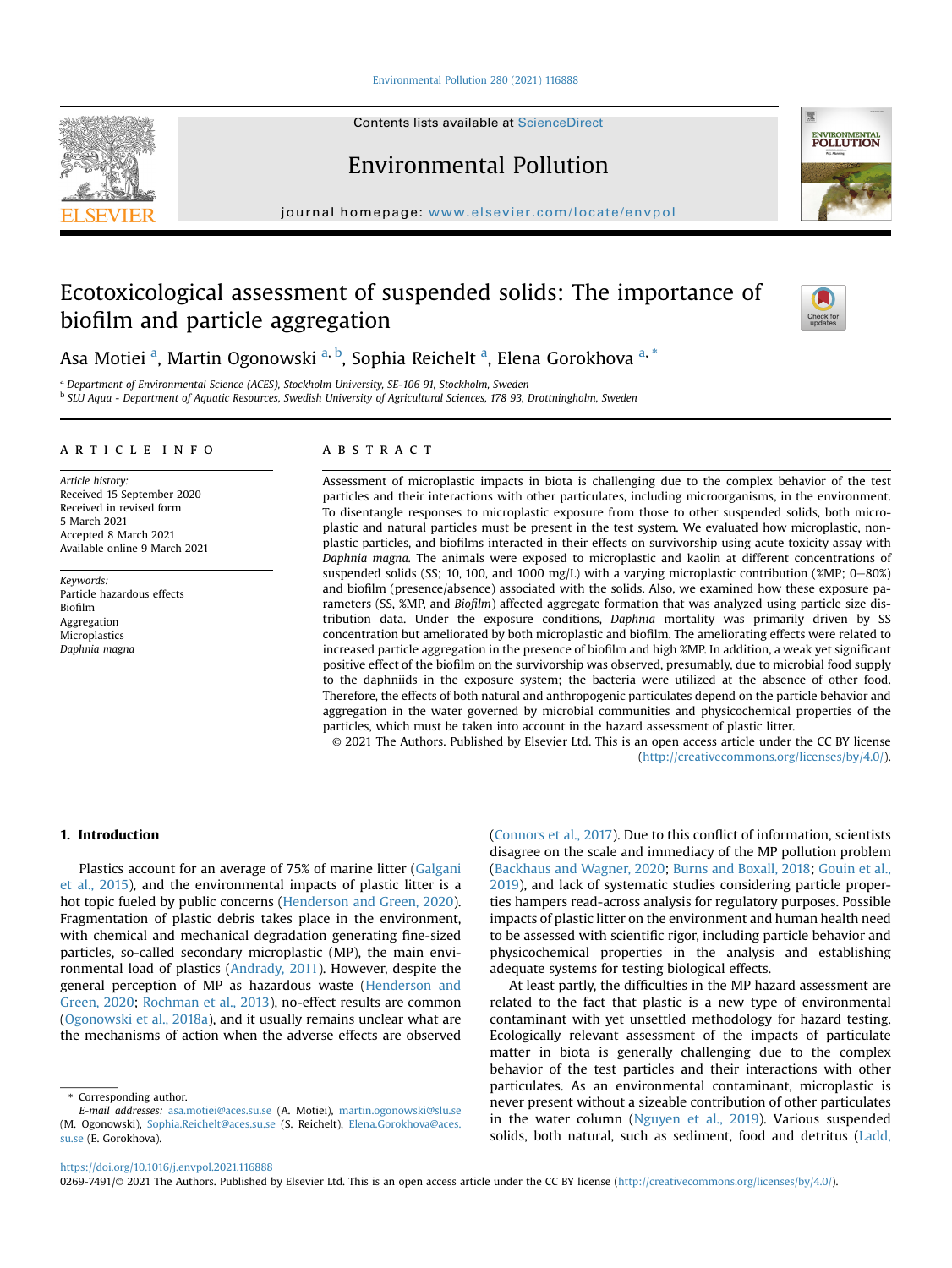# Ecotoxicological assessment of suspended solids: The importance of biofilm and particle aggregation

Asa Motiei [a], Martin Ogonowski [a, b], Sophia Reichelt [a], Elena Gorokhova [a, *]

[a] Department of Environmental Science (ACES), Stockholm University, SE-106 91, Stockholm, Sweden

[b] SLU Aqua - Department of Aquatic Resources, Swedish University of Agricultural Sciences, 178 93, Drottningholm, Sweden

## ARTICLE INFO

*Article history:*
Received 15 September 2020
Received in revised form
5 March 2021
Accepted 8 March 2021
Available online 9 March 2021

*Keywords:*
Particle hazardous effects
Biofilm
Aggregation
Microplastics
*Daphnia magna*

## ABSTRACT

Assessment of microplastic impacts in biota is challenging due to the complex behavior of the test particles and their interactions with other particulates, including microorganisms, in the environment. To disentangle responses to microplastic exposure from those to other suspended solids, both microplastic and natural particles must be present in the test system. We evaluated how microplastic, non-plastic particles, and biofilms interacted in their effects on survivorship using acute toxicity assay with *Daphnia magna*. The animals were exposed to microplastic and kaolin at different concentrations of suspended solids (SS; 10, 100, and 1000 mg/L) with a varying microplastic contribution (%MP; 0–80%) and biofilm (presence/absence) associated with the solids. Also, we examined how these exposure parameters (SS, %MP, and *Biofilm*) affected aggregate formation that was analyzed using particle size distribution data. Under the exposure conditions, *Daphnia* mortality was primarily driven by SS concentration but ameliorated by both microplastic and biofilm. The ameliorating effects were related to increased particle aggregation in the presence of biofilm and high %MP. In addition, a weak yet significant positive effect of the biofilm on the survivorship was observed, presumably, due to microbial food supply to the daphniids in the exposure system; the bacteria were utilized at the absence of other food. Therefore, the effects of both natural and anthropogenic particulates depend on the particle behavior and aggregation in the water governed by microbial communities and physicochemical properties of the particles, which must be taken into account in the hazard assessment of plastic litter.

© 2021 The Authors. Published by Elsevier Ltd. This is an open access article under the CC BY license (http://creativecommons.org/licenses/by/4.0/).

## 1. Introduction

Plastics account for an average of 75% of marine litter (Galgani et al., 2015), and the environmental impacts of plastic litter is a hot topic fueled by public concerns (Henderson and Green, 2020). Fragmentation of plastic debris takes place in the environment, with chemical and mechanical degradation generating fine-sized particles, so-called secondary microplastic (MP), the main environmental load of plastics (Andrady, 2011). However, despite the general perception of MP as hazardous waste (Henderson and Green, 2020; Rochman et al., 2013), no-effect results are common (Ogonowski et al., 2018a), and it usually remains unclear what are the mechanisms of action when the adverse effects are observed (Connors et al., 2017). Due to this conflict of information, scientists disagree on the scale and immediacy of the MP pollution problem (Backhaus and Wagner, 2020; Burns and Boxall, 2018; Gouin et al., 2019), and lack of systematic studies considering particle properties hampers read-across analysis for regulatory purposes. Possible impacts of plastic litter on the environment and human health need to be assessed with scientific rigor, including particle behavior and physicochemical properties in the analysis and establishing adequate systems for testing biological effects.

At least partly, the difficulties in the MP hazard assessment are related to the fact that plastic is a new type of environmental contaminant with yet unsettled methodology for hazard testing. Ecologically relevant assessment of the impacts of particulate matter in biota is generally challenging due to the complex behavior of the test particles and their interactions with other particulates. As an environmental contaminant, microplastic is never present without a sizeable contribution of other particulates in the water column (Nguyen et al., 2019). Various suspended solids, both natural, such as sediment, food and detritus (Ladd,

\* Corresponding author.
*E-mail addresses:* asa.motiei@aces.su.se (A. Motiei), martin.ogonowski@slu.se (M. Ogonowski), Sophia.Reichelt@aces.su.se (S. Reichelt), Elena.Gorokhova@aces.su.se (E. Gorokhova).

https://doi.org/10.1016/j.envpol.2021.116888
0269-7491/© 2021 The Authors. Published by Elsevier Ltd. This is an open access article under the CC BY license (http://creativecommons.org/licenses/by/4.0/).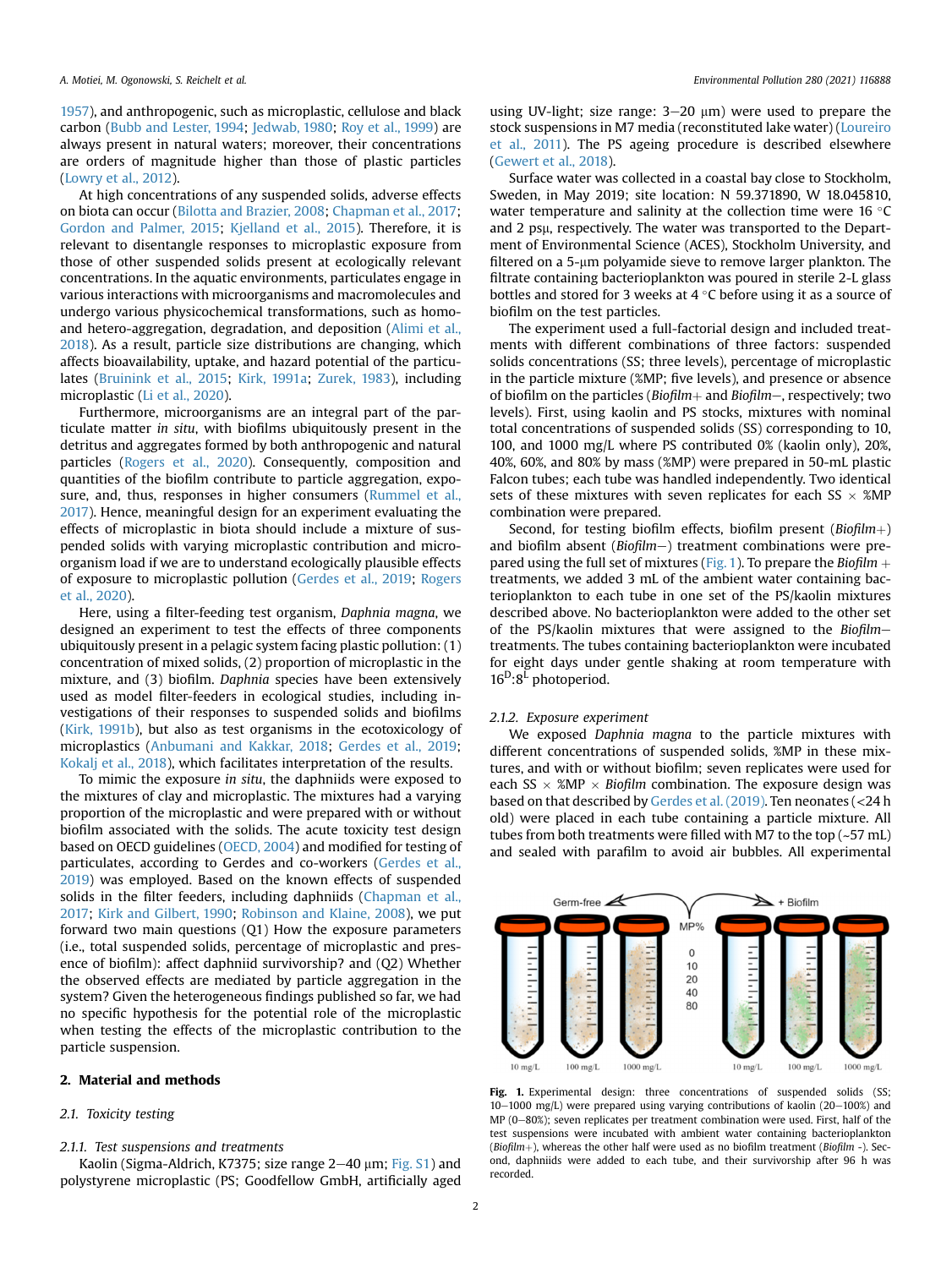1957), and anthropogenic, such as microplastic, cellulose and black carbon (Bubb and Lester, 1994; Jedwab, 1980; Roy et al., 1999) are always present in natural waters; moreover, their concentrations are orders of magnitude higher than those of plastic particles (Lowry et al., 2012).

At high concentrations of any suspended solids, adverse effects on biota can occur (Bilotta and Brazier, 2008; Chapman et al., 2017; Gordon and Palmer, 2015; Kjelland et al., 2015). Therefore, it is relevant to disentangle responses to microplastic exposure from those of other suspended solids present at ecologically relevant concentrations. In the aquatic environments, particulates engage in various interactions with microorganisms and macromolecules and undergo various physicochemical transformations, such as homo- and hetero-aggregation, degradation, and deposition (Alimi et al., 2018). As a result, particle size distributions are changing, which affects bioavailability, uptake, and hazard potential of the particulates (Bruinink et al., 2015; Kirk, 1991a; Zurek, 1983), including microplastic (Li et al., 2020).

Furthermore, microorganisms are an integral part of the particulate matter *in situ*, with biofilms ubiquitously present in the detritus and aggregates formed by both anthropogenic and natural particles (Rogers et al., 2020). Consequently, composition and quantities of the biofilm contribute to particle aggregation, exposure, and, thus, responses in higher consumers (Rummel et al., 2017). Hence, meaningful design for an experiment evaluating the effects of microplastic in biota should include a mixture of suspended solids with varying microplastic contribution and microorganism load if we are to understand ecologically plausible effects of exposure to microplastic pollution (Gerdes et al., 2019; Rogers et al., 2020).

Here, using a filter-feeding test organism, *Daphnia magna*, we designed an experiment to test the effects of three components ubiquitously present in a pelagic system facing plastic pollution: (1) concentration of mixed solids, (2) proportion of microplastic in the mixture, and (3) biofilm. *Daphnia* species have been extensively used as model filter-feeders in ecological studies, including investigations of their responses to suspended solids and biofilms (Kirk, 1991b), but also as test organisms in the ecotoxicology of microplastics (Anbumani and Kakkar, 2018; Gerdes et al., 2019; Kokalj et al., 2018), which facilitates interpretation of the results.

To mimic the exposure *in situ*, the daphniids were exposed to the mixtures of clay and microplastic. The mixtures had a varying proportion of the microplastic and were prepared with or without biofilm associated with the solids. The acute toxicity test design based on OECD guidelines (OECD, 2004) and modified for testing of particulates, according to Gerdes and co-workers (Gerdes et al., 2019) was employed. Based on the known effects of suspended solids in the filter feeders, including daphniids (Chapman et al., 2017; Kirk and Gilbert, 1990; Robinson and Klaine, 2008), we put forward two main questions (Q1) How the exposure parameters (i.e., total suspended solids, percentage of microplastic and presence of biofilm): affect daphniid survivorship? and (Q2) Whether the observed effects are mediated by particle aggregation in the system? Given the heterogeneous findings published so far, we had no specific hypothesis for the potential role of the microplastic when testing the effects of the microplastic contribution to the particle suspension.

## 2. Material and methods

### 2.1. Toxicity testing

#### 2.1.1. Test suspensions and treatments

Kaolin (Sigma-Aldrich, K7375; size range 2–40 μm; Fig. S1) and polystyrene microplastic (PS; Goodfellow GmbH, artificially aged using UV-light; size range: 3–20 μm) were used to prepare the stock suspensions in M7 media (reconstituted lake water) (Loureiro et al., 2011). The PS ageing procedure is described elsewhere (Gewert et al., 2018).

Surface water was collected in a coastal bay close to Stockholm, Sweden, in May 2019; site location: N 59.371890, W 18.045810, water temperature and salinity at the collection time were 16 °C and 2 psμ, respectively. The water was transported to the Department of Environmental Science (ACES), Stockholm University, and filtered on a 5-μm polyamide sieve to remove larger plankton. The filtrate containing bacterioplankton was poured in sterile 2-L glass bottles and stored for 3 weeks at 4 °C before using it as a source of biofilm on the test particles.

The experiment used a full-factorial design and included treatments with different combinations of three factors: suspended solids concentrations (SS; three levels), percentage of microplastic in the particle mixture (%MP; five levels), and presence or absence of biofilm on the particles (*Biofilm+* and *Biofilm−*, respectively; two levels). First, using kaolin and PS stocks, mixtures with nominal total concentrations of suspended solids (SS) corresponding to 10, 100, and 1000 mg/L where PS contributed 0% (kaolin only), 20%, 40%, 60%, and 80% by mass (%MP) were prepared in 50-mL plastic Falcon tubes; each tube was handled independently. Two identical sets of these mixtures with seven replicates for each SS × %MP combination were prepared.

Second, for testing biofilm effects, biofilm present (*Biofilm+*) and biofilm absent (*Biofilm−*) treatment combinations were prepared using the full set of mixtures (Fig. 1). To prepare the *Biofilm +* treatments, we added 3 mL of the ambient water containing bacterioplankton to each tube in one set of the PS/kaolin mixtures described above. No bacterioplankton were added to the other set of the PS/kaolin mixtures that were assigned to the *Biofilm−* treatments. The tubes containing bacterioplankton were incubated for eight days under gentle shaking at room temperature with $16^D$:$8^L$ photoperiod.

#### 2.1.2. Exposure experiment

We exposed *Daphnia magna* to the particle mixtures with different concentrations of suspended solids, %MP in these mixtures, and with or without biofilm; seven replicates were used for each SS × %MP × *Biofilm* combination. The exposure design was based on that described by Gerdes et al. (2019). Ten neonates (<24 h old) were placed in each tube containing a particle mixture. All tubes from both treatments were filled with M7 to the top (~57 mL) and sealed with parafilm to avoid air bubbles. All experimental

**Fig. 1.** Experimental design: three concentrations of suspended solids (SS; 10–1000 mg/L) were prepared using varying contributions of kaolin (20–100%) and MP (0–80%); seven replicates per treatment combination were used. First, half of the test suspensions were incubated with ambient water containing bacterioplankton (*Biofilm+*), whereas the other half were used as no biofilm treatment (*Biofilm -*). Second, daphniids were added to each tube, and their survivorship after 96 h was recorded.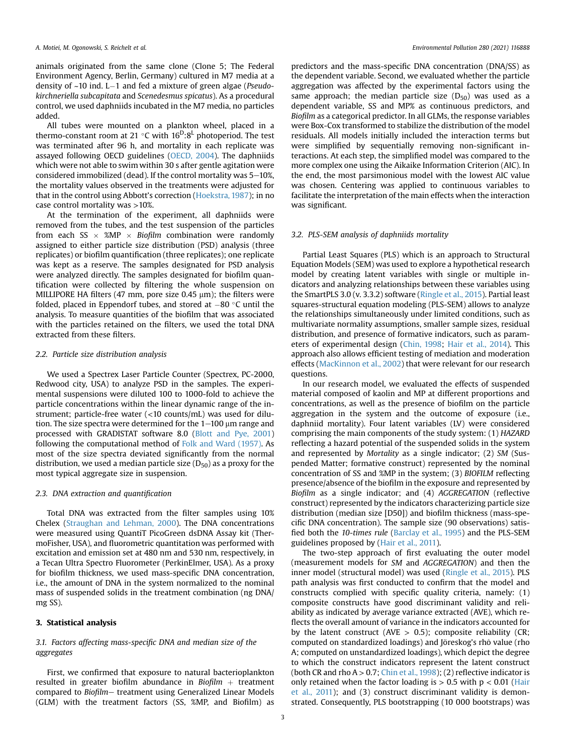animals originated from the same clone (Clone 5; The Federal Environment Agency, Berlin, Germany) cultured in M7 media at a density of ~10 ind. L−1 and fed a mixture of green algae (*Pseudokirchneriella subcapitata* and *Scenedesmus spicatus*). As a procedural control, we used daphniids incubated in the M7 media, no particles added.

All tubes were mounted on a plankton wheel, placed in a thermo-constant room at 21 °C with $16^{D}:8^{L}$ photoperiod. The test was terminated after 96 h, and mortality in each replicate was assayed following OECD guidelines (OECD, 2004). The daphniids which were not able to swim within 30 s after gentle agitation were considered immobilized (dead). If the control mortality was 5–10%, the mortality values observed in the treatments were adjusted for that in the control using Abbott's correction (Hoekstra, 1987); in no case control mortality was >10%.

At the termination of the experiment, all daphniids were removed from the tubes, and the test suspension of the particles from each SS × %MP × *Biofilm* combination were randomly assigned to either particle size distribution (PSD) analysis (three replicates) or biofilm quantification (three replicates); one replicate was kept as a reserve. The samples designated for PSD analysis were analyzed directly. The samples designated for biofilm quantification were collected by filtering the whole suspension on MILLIPORE HA filters (47 mm, pore size 0.45 μm); the filters were folded, placed in Eppendorf tubes, and stored at −80 °C until the analysis. To measure quantities of the biofilm that was associated with the particles retained on the filters, we used the total DNA extracted from these filters.

### 2.2. Particle size distribution analysis

We used a Spectrex Laser Particle Counter (Spectrex, PC-2000, Redwood city, USA) to analyze PSD in the samples. The experimental suspensions were diluted 100 to 1000-fold to achieve the particle concentrations within the linear dynamic range of the instrument; particle-free water (<10 counts/mL) was used for dilution. The size spectra were determined for the 1–100 μm range and processed with GRADISTAT software 8.0 (Blott and Pye, 2001) following the computational method of Folk and Ward (1957). As most of the size spectra deviated significantly from the normal distribution, we used a median particle size ($D_{50}$) as a proxy for the most typical aggregate size in suspension.

### 2.3. DNA extraction and quantification

Total DNA was extracted from the filter samples using 10% Chelex (Straughan and Lehman, 2000). The DNA concentrations were measured using QuantiT PicoGreen dsDNA Assay kit (ThermoFisher, USA), and fluorometric quantitation was performed with excitation and emission set at 480 nm and 530 nm, respectively, in a Tecan Ultra Spectro Fluorometer (PerkinElmer, USA). As a proxy for biofilm thickness, we used mass-specific DNA concentration, i.e., the amount of DNA in the system normalized to the nominal mass of suspended solids in the treatment combination (ng DNA/mg SS).

## 3. Statistical analysis

### 3.1. Factors affecting mass-specific DNA and median size of the aggregates

First, we confirmed that exposure to natural bacterioplankton resulted in greater biofilm abundance in *Biofilm* + treatment compared to *Biofilm*− treatment using Generalized Linear Models (GLM) with the treatment factors (SS, %MP, and Biofilm) as predictors and the mass-specific DNA concentration (DNA/SS) as the dependent variable. Second, we evaluated whether the particle aggregation was affected by the experimental factors using the same approach; the median particle size ($D_{50}$) was used as a dependent variable, SS and MP% as continuous predictors, and *Biofilm* as a categorical predictor. In all GLMs, the response variables were Box-Cox transformed to stabilize the distribution of the model residuals. All models initially included the interaction terms but were simplified by sequentially removing non-significant interactions. At each step, the simplified model was compared to the more complex one using the Aikaike Information Criterion (AIC). In the end, the most parsimonious model with the lowest AIC value was chosen. Centering was applied to continuous variables to facilitate the interpretation of the main effects when the interaction was significant.

### 3.2. PLS-SEM analysis of daphniids mortality

Partial Least Squares (PLS) which is an approach to Structural Equation Models (SEM) was used to explore a hypothetical research model by creating latent variables with single or multiple indicators and analyzing relationships between these variables using the SmartPLS 3.0 (v. 3.3.2) software (Ringle et al., 2015). Partial least squares-structural equation modeling (PLS-SEM) allows to analyze the relationships simultaneously under limited conditions, such as multivariate normality assumptions, smaller sample sizes, residual distribution, and presence of formative indicators, such as parameters of experimental design (Chin, 1998; Hair et al., 2014). This approach also allows efficient testing of mediation and moderation effects (MacKinnon et al., 2002) that were relevant for our research questions.

In our research model, we evaluated the effects of suspended material composed of kaolin and MP at different proportions and concentrations, as well as the presence of biofilm on the particle aggregation in the system and the outcome of exposure (i.e., daphniid mortality). Four latent variables (LV) were considered comprising the main components of the study system: (1) *HAZARD* reflecting a hazard potential of the suspended solids in the system and represented by *Mortality* as a single indicator; (2) *SM* (Suspended Matter; formative construct) represented by the nominal concentration of SS and %MP in the system; (3) *BIOFILM* reflecting presence/absence of the biofilm in the exposure and represented by *Biofilm* as a single indicator; and (4) *AGGREGATION* (reflective construct) represented by the indicators characterizing particle size distribution (median size [D50]) and biofilm thickness (mass-specific DNA concentration). The sample size (90 observations) satisfied both the *10-times rule* (Barclay et al., 1995) and the PLS-SEM guidelines proposed by (Hair et al., 2011).

The two-step approach of first evaluating the outer model (measurement models for *SM* and *AGGREGATION*) and then the inner model (structural model) was used (Ringle et al., 2015). PLS path analysis was first conducted to confirm that the model and constructs complied with specific quality criteria, namely: (1) composite constructs have good discriminant validity and reliability as indicated by average variance extracted (AVE), which reflects the overall amount of variance in the indicators accounted for by the latent construct (AVE > 0.5); composite reliability (CR; computed on standardized loadings) and Jöreskog's rhô value (rho A; computed on unstandardized loadings), which depict the degree to which the construct indicators represent the latent construct (both CR and rho A > 0.7; Chin et al., 1998); (2) reflective indicator is only retained when the factor loading is > 0.5 with $p < 0.01$ (Hair et al., 2011); and (3) construct discriminant validity is demonstrated. Consequently, PLS bootstrapping (10 000 bootstraps) was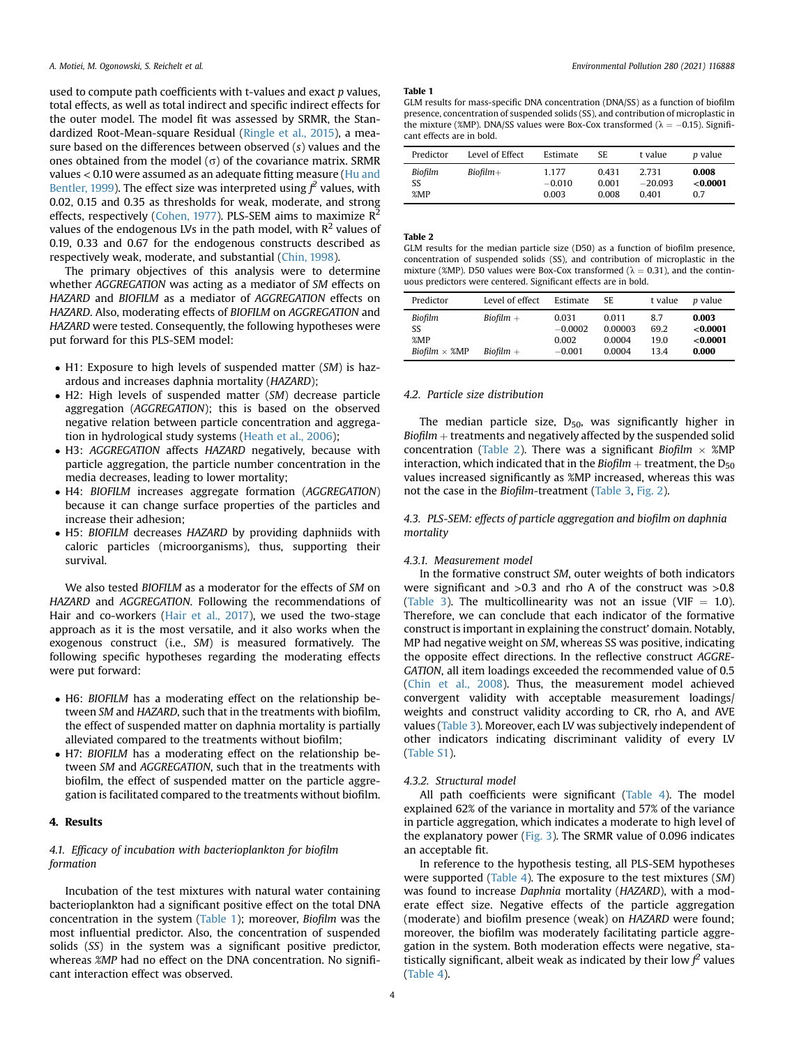used to compute path coefficients with t-values and exact *p* values, total effects, as well as total indirect and specific indirect effects for the outer model. The model fit was assessed by SRMR, the Standardized Root-Mean-square Residual (Ringle et al., 2015), a measure based on the differences between observed (*s*) values and the ones obtained from the model (σ) of the covariance matrix. SRMR values < 0.10 were assumed as an adequate fitting measure (Hu and Bentler, 1999). The effect size was interpreted using $f^2$ values, with 0.02, 0.15 and 0.35 as thresholds for weak, moderate, and strong effects, respectively (Cohen, 1977). PLS-SEM aims to maximize $R^2$ values of the endogenous LVs in the path model, with $R^2$ values of 0.19, 0.33 and 0.67 for the endogenous constructs described as respectively weak, moderate, and substantial (Chin, 1998).

The primary objectives of this analysis were to determine whether *AGGREGATION* was acting as a mediator of *SM* effects on *HAZARD* and *BIOFILM* as a mediator of *AGGREGATION* effects on *HAZARD*. Also, moderating effects of *BIOFILM* on *AGGREGATION* and *HAZARD* were tested. Consequently, the following hypotheses were put forward for this PLS-SEM model:

- H1: Exposure to high levels of suspended matter (*SM*) is hazardous and increases daphnia mortality (*HAZARD*);
- H2: High levels of suspended matter (*SM*) decrease particle aggregation (*AGGREGATION*); this is based on the observed negative relation between particle concentration and aggregation in hydrological study systems (Heath et al., 2006);
- H3: *AGGREGATION* affects *HAZARD* negatively, because with particle aggregation, the particle number concentration in the media decreases, leading to lower mortality;
- H4: *BIOFILM* increases aggregate formation (*AGGREGATION*) because it can change surface properties of the particles and increase their adhesion;
- H5: *BIOFILM* decreases *HAZARD* by providing daphniids with caloric particles (microorganisms), thus, supporting their survival.

We also tested *BIOFILM* as a moderator for the effects of *SM* on *HAZARD* and *AGGREGATION*. Following the recommendations of Hair and co-workers (Hair et al., 2017), we used the two-stage approach as it is the most versatile, and it also works when the exogenous construct (i.e., *SM*) is measured formatively. The following specific hypotheses regarding the moderating effects were put forward:

- H6: *BIOFILM* has a moderating effect on the relationship between *SM* and *HAZARD*, such that in the treatments with biofilm, the effect of suspended matter on daphnia mortality is partially alleviated compared to the treatments without biofilm;
- H7: *BIOFILM* has a moderating effect on the relationship between *SM* and *AGGREGATION*, such that in the treatments with biofilm, the effect of suspended matter on the particle aggregation is facilitated compared to the treatments without biofilm.

## 4. Results

### 4.1. Efficacy of incubation with bacterioplankton for biofilm formation

Incubation of the test mixtures with natural water containing bacterioplankton had a significant positive effect on the total DNA concentration in the system (Table 1); moreover, *Biofilm* was the most influential predictor. Also, the concentration of suspended solids (*SS*) in the system was a significant positive predictor, whereas *%MP* had no effect on the DNA concentration. No significant interaction effect was observed.

**Table 1**
GLM results for mass-specific DNA concentration (DNA/SS) as a function of biofilm presence, concentration of suspended solids (SS), and contribution of microplastic in the mixture (%MP). DNA/SS values were Box-Cox transformed (λ = −0.15). Significant effects are in bold.

| Predictor | Level of Effect | Estimate | SE | t value | *p* value |
|---|---|---|---|---|---|
| *Biofilm* | *Biofilm+* | 1.177 | 0.431 | 2.731 | **0.008** |
| SS | | −0.010 | 0.001 | −20.093 | **<0.0001** |
| %MP | | 0.003 | 0.008 | 0.401 | 0.7 |

**Table 2**
GLM results for the median particle size (D50) as a function of biofilm presence, concentration of suspended solids (SS), and contribution of microplastic in the mixture (%MP). D50 values were Box-Cox transformed (λ = 0.31), and the continuous predictors were centered. Significant effects are in bold.

| Predictor | Level of effect | Estimate | SE | t value | *p* value |
|---|---|---|---|---|---|
| *Biofilm* | *Biofilm +* | 0.031 | 0.011 | 8.7 | **0.003** |
| SS | | −0.0002 | 0.00003 | 69.2 | **<0.0001** |
| %MP | | 0.002 | 0.0004 | 19.0 | **<0.0001** |
| *Biofilm* × %MP | *Biofilm +* | −0.001 | 0.0004 | 13.4 | **0.000** |

### 4.2. Particle size distribution

The median particle size, $D_{50}$, was significantly higher in *Biofilm* + treatments and negatively affected by the suspended solid concentration (Table 2). There was a significant *Biofilm* × %MP interaction, which indicated that in the *Biofilm* + treatment, the $D_{50}$ values increased significantly as %MP increased, whereas this was not the case in the *Biofilm*- treatment (Table 3, Fig. 2).

### 4.3. PLS-SEM: effects of particle aggregation and biofilm on daphnia mortality

#### 4.3.1. Measurement model

In the formative construct *SM*, outer weights of both indicators were significant and >0.3 and rho A of the construct was >0.8 (Table 3). The multicollinearity was not an issue (VIF = 1.0). Therefore, we can conclude that each indicator of the formative construct is important in explaining the construct' domain. Notably, MP had negative weight on *SM*, whereas SS was positive, indicating the opposite effect directions. In the reflective construct *AGGREGATION*, all item loadings exceeded the recommended value of 0.5 (Chin et al., 2008). Thus, the measurement model achieved convergent validity with acceptable measurement loadings/weights and construct validity according to CR, rho A, and AVE values (Table 3). Moreover, each LV was subjectively independent of other indicators indicating discriminant validity of every LV (Table S1).

#### 4.3.2. Structural model

All path coefficients were significant (Table 4). The model explained 62% of the variance in mortality and 57% of the variance in particle aggregation, which indicates a moderate to high level of the explanatory power (Fig. 3). The SRMR value of 0.096 indicates an acceptable fit.

In reference to the hypothesis testing, all PLS-SEM hypotheses were supported (Table 4). The exposure to the test mixtures (*SM*) was found to increase *Daphnia* mortality (*HAZARD*), with a moderate effect size. Negative effects of the particle aggregation (moderate) and biofilm presence (weak) on *HAZARD* were found; moreover, the biofilm was moderately facilitating particle aggregation in the system. Both moderation effects were negative, statistically significant, albeit weak as indicated by their low $f^2$ values (Table 4).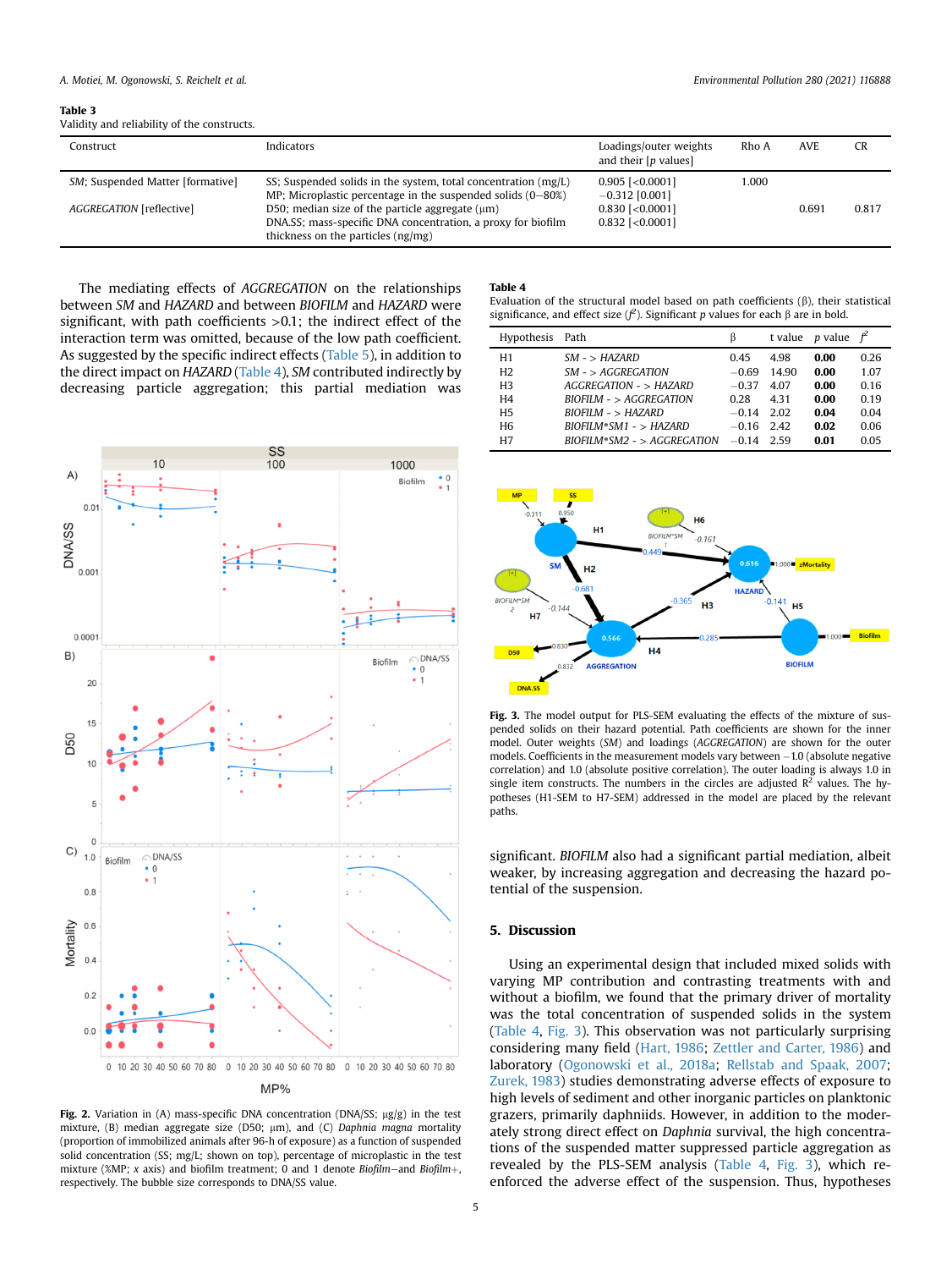**Table 3**
Validity and reliability of the constructs.

| Construct | Indicators | Loadings/outer weights and their [p values] | Rho A | AVE | CR |
|---|---|---|---|---|---|
| *SM*; Suspended Matter [formative] | SS; Suspended solids in the system, total concentration (mg/L) | 0.905 [<0.0001] | 1.000 | | |
| | MP; Microplastic percentage in the suspended solids (0–80%) | −0.312 [0.001] | | | |
| *AGGREGATION* [reflective] | D50; median size of the particle aggregate (μm) | 0.830 [<0.0001] | | 0.691 | 0.817 |
| | DNA.SS; mass-specific DNA concentration, a proxy for biofilm thickness on the particles (ng/mg) | 0.832 [<0.0001] | | | |

The mediating effects of *AGGREGATION* on the relationships between *SM* and *HAZARD* and between *BIOFILM* and *HAZARD* were significant, with path coefficients >0.1; the indirect effect of the interaction term was omitted, because of the low path coefficient. As suggested by the specific indirect effects (Table 5), in addition to the direct impact on *HAZARD* (Table 4), *SM* contributed indirectly by decreasing particle aggregation; this partial mediation was significant. *BIOFILM* also had a significant partial mediation, albeit weaker, by increasing aggregation and decreasing the hazard potential of the suspension.

**Fig. 2.** Variation in (A) mass-specific DNA concentration (DNA/SS; μg/g) in the test mixture, (B) median aggregate size (D50; μm), and (C) *Daphnia magna* mortality (proportion of immobilized animals after 96-h of exposure) as a function of suspended solid concentration (SS; mg/L; shown on top), percentage of microplastic in the test mixture (%MP; *x* axis) and biofilm treatment; 0 and 1 denote *Biofilm*−and *Biofilm*+, respectively. The bubble size corresponds to DNA/SS value.

**Table 4**
Evaluation of the structural model based on path coefficients (β), their statistical significance, and effect size ($f^2$). Significant *p* values for each β are in bold.

| Hypothesis | Path | β | t value | p value | $f^2$ |
|---|---|---|---|---|---|
| H1 | *SM - > HAZARD* | 0.45 | 4.98 | **0.00** | 0.26 |
| H2 | *SM - > AGGREGATION* | −0.69 | 14.90 | **0.00** | 1.07 |
| H3 | *AGGREGATION - > HAZARD* | −0.37 | 4.07 | **0.00** | 0.16 |
| H4 | *BIOFILM - > AGGREGATION* | 0.28 | 4.31 | **0.00** | 0.19 |
| H5 | *BIOFILM - > HAZARD* | −0.14 | 2.02 | **0.04** | 0.04 |
| H6 | *BIOFILM\*SM1 - > HAZARD* | −0.16 | 2.42 | **0.02** | 0.06 |
| H7 | *BIOFILM\*SM2 - > AGGREGATION* | −0.14 | 2.59 | **0.01** | 0.05 |

**Fig. 3.** The model output for PLS-SEM evaluating the effects of the mixture of suspended solids on their hazard potential. Path coefficients are shown for the inner model. Outer weights (*SM*) and loadings (*AGGREGATION*) are shown for the outer models. Coefficients in the measurement models vary between −1.0 (absolute negative correlation) and 1.0 (absolute positive correlation). The outer loading is always 1.0 in single item constructs. The numbers in the circles are adjusted $R^2$ values. The hypotheses (H1-SEM to H7-SEM) addressed in the model are placed by the relevant paths.

## 5. Discussion

Using an experimental design that included mixed solids with varying MP contribution and contrasting treatments with and without a biofilm, we found that the primary driver of mortality was the total concentration of suspended solids in the system (Table 4, Fig. 3). This observation was not particularly surprising considering many field (Hart, 1986; Zettler and Carter, 1986) and laboratory (Ogonowski et al., 2018a; Rellstab and Spaak, 2007; Zurek, 1983) studies demonstrating adverse effects of exposure to high levels of sediment and other inorganic particles on planktonic grazers, primarily daphniids. However, in addition to the moderately strong direct effect on *Daphnia* survival, the high concentrations of the suspended matter suppressed particle aggregation as revealed by the PLS-SEM analysis (Table 4, Fig. 3), which re-enforced the adverse effect of the suspension. Thus, hypotheses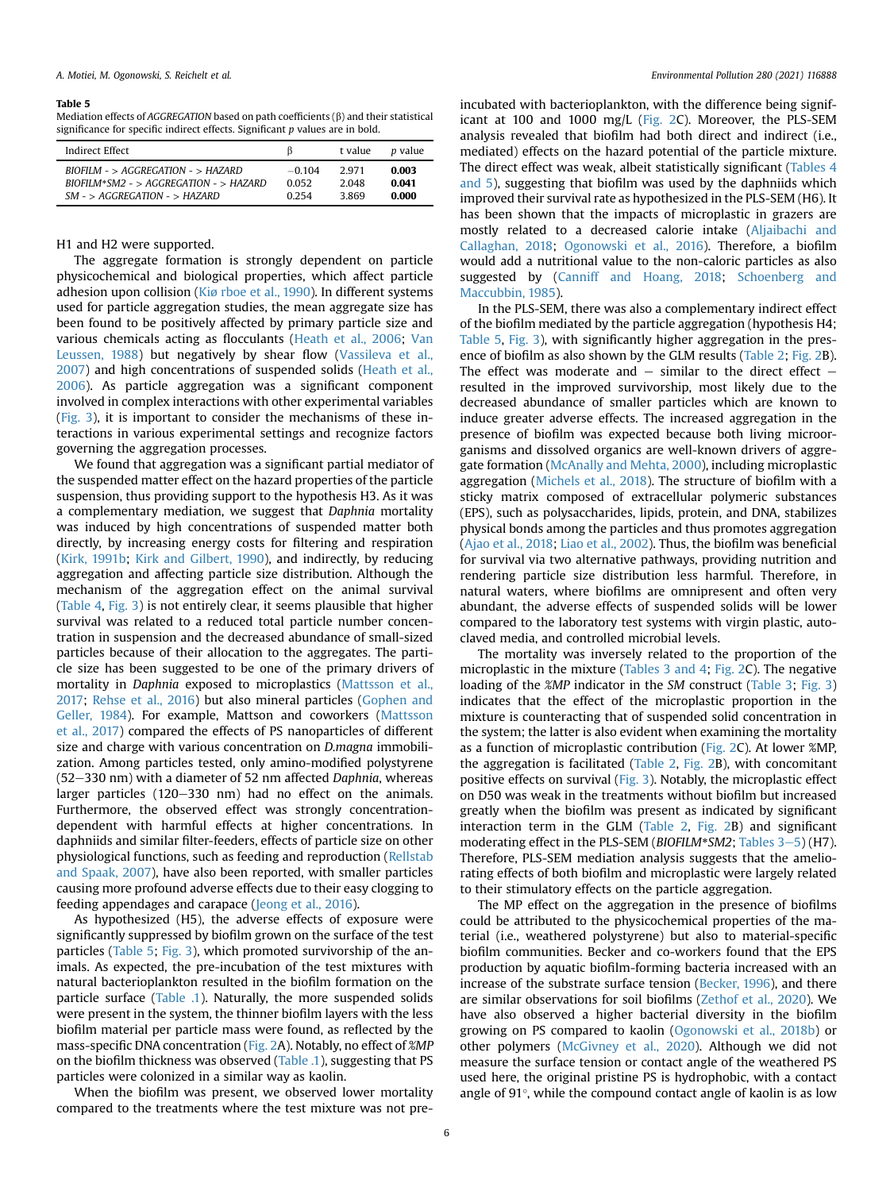**Table 5**
Mediation effects of *AGGREGATION* based on path coefficients (β) and their statistical significance for specific indirect effects. Significant *p* values are in bold.

| Indirect Effect | β | t value | *p* value |
|---|---|---|---|
| *BIOFILM - > AGGREGATION - > HAZARD* | −0.104 | 2.971 | **0.003** |
| *BIOFILM*SM2 - > AGGREGATION - > HAZARD* | 0.052 | 2.048 | **0.041** |
| *SM - > AGGREGATION - > HAZARD* | 0.254 | 3.869 | **0.000** |

H1 and H2 were supported.

The aggregate formation is strongly dependent on particle physicochemical and biological properties, which affect particle adhesion upon collision (Kiø rboe et al., 1990). In different systems used for particle aggregation studies, the mean aggregate size has been found to be positively affected by primary particle size and various chemicals acting as flocculants (Heath et al., 2006; Van Leussen, 1988) but negatively by shear flow (Vassileva et al., 2007) and high concentrations of suspended solids (Heath et al., 2006). As particle aggregation was a significant component involved in complex interactions with other experimental variables (Fig. 3), it is important to consider the mechanisms of these interactions in various experimental settings and recognize factors governing the aggregation processes.

We found that aggregation was a significant partial mediator of the suspended matter effect on the hazard properties of the particle suspension, thus providing support to the hypothesis H3. As it was a complementary mediation, we suggest that *Daphnia* mortality was induced by high concentrations of suspended matter both directly, by increasing energy costs for filtering and respiration (Kirk, 1991b; Kirk and Gilbert, 1990), and indirectly, by reducing aggregation and affecting particle size distribution. Although the mechanism of the aggregation effect on the animal survival (Table 4, Fig. 3) is not entirely clear, it seems plausible that higher survival was related to a reduced total particle number concentration in suspension and the decreased abundance of small-sized particles because of their allocation to the aggregates. The particle size has been suggested to be one of the primary drivers of mortality in *Daphnia* exposed to microplastics (Mattsson et al., 2017; Rehse et al., 2016) but also mineral particles (Gophen and Geller, 1984). For example, Mattson and coworkers (Mattsson et al., 2017) compared the effects of PS nanoparticles of different size and charge with various concentration on *D.magna* immobilization. Among particles tested, only amino-modified polystyrene (52−330 nm) with a diameter of 52 nm affected *Daphnia*, whereas larger particles (120−330 nm) had no effect on the animals. Furthermore, the observed effect was strongly concentration-dependent with harmful effects at higher concentrations. In daphniids and similar filter-feeders, effects of particle size on other physiological functions, such as feeding and reproduction (Rellstab and Spaak, 2007), have also been reported, with smaller particles causing more profound adverse effects due to their easy clogging to feeding appendages and carapace (Jeong et al., 2016).

As hypothesized (H5), the adverse effects of exposure were significantly suppressed by biofilm grown on the surface of the test particles (Table 5; Fig. 3), which promoted survivorship of the animals. As expected, the pre-incubation of the test mixtures with natural bacterioplankton resulted in the biofilm formation on the particle surface (Table .1). Naturally, the more suspended solids were present in the system, the thinner biofilm layers with the less biofilm material per particle mass were found, as reflected by the mass-specific DNA concentration (Fig. 2A). Notably, no effect of *%MP* on the biofilm thickness was observed (Table .1), suggesting that PS particles were colonized in a similar way as kaolin.

When the biofilm was present, we observed lower mortality compared to the treatments where the test mixture was not pre-incubated with bacterioplankton, with the difference being significant at 100 and 1000 mg/L (Fig. 2C). Moreover, the PLS-SEM analysis revealed that biofilm had both direct and indirect (i.e., mediated) effects on the hazard potential of the particle mixture. The direct effect was weak, albeit statistically significant (Tables 4 and 5), suggesting that biofilm was used by the daphniids which improved their survival rate as hypothesized in the PLS-SEM (H6). It has been shown that the impacts of microplastic in grazers are mostly related to a decreased calorie intake (Aljaibachi and Callaghan, 2018; Ogonowski et al., 2016). Therefore, a biofilm would add a nutritional value to the non-caloric particles as also suggested by (Canniff and Hoang, 2018; Schoenberg and Maccubbin, 1985).

In the PLS-SEM, there was also a complementary indirect effect of the biofilm mediated by the particle aggregation (hypothesis H4; Table 5, Fig. 3), with significantly higher aggregation in the presence of biofilm as also shown by the GLM results (Table 2; Fig. 2B). The effect was moderate and − similar to the direct effect − resulted in the improved survivorship, most likely due to the decreased abundance of smaller particles which are known to induce greater adverse effects. The increased aggregation in the presence of biofilm was expected because both living microorganisms and dissolved organics are well-known drivers of aggregate formation (McAnally and Mehta, 2000), including microplastic aggregation (Michels et al., 2018). The structure of biofilm with a sticky matrix composed of extracellular polymeric substances (EPS), such as polysaccharides, lipids, protein, and DNA, stabilizes physical bonds among the particles and thus promotes aggregation (Ajao et al., 2018; Liao et al., 2002). Thus, the biofilm was beneficial for survival via two alternative pathways, providing nutrition and rendering particle size distribution less harmful. Therefore, in natural waters, where biofilms are omnipresent and often very abundant, the adverse effects of suspended solids will be lower compared to the laboratory test systems with virgin plastic, autoclaved media, and controlled microbial levels.

The mortality was inversely related to the proportion of the microplastic in the mixture (Tables 3 and 4; Fig. 2C). The negative loading of the *%MP* indicator in the *SM* construct (Table 3; Fig. 3) indicates that the effect of the microplastic proportion in the mixture is counteracting that of suspended solid concentration in the system; the latter is also evident when examining the mortality as a function of microplastic contribution (Fig. 2C). At lower %MP, the aggregation is facilitated (Table 2, Fig. 2B), with concomitant positive effects on survival (Fig. 3). Notably, the microplastic effect on D50 was weak in the treatments without biofilm but increased greatly when the biofilm was present as indicated by significant interaction term in the GLM (Table 2, Fig. 2B) and significant moderating effect in the PLS-SEM (*BIOFILM*SM2*; Tables 3−5) (H7). Therefore, PLS-SEM mediation analysis suggests that the ameliorating effects of both biofilm and microplastic were largely related to their stimulatory effects on the particle aggregation.

The MP effect on the aggregation in the presence of biofilms could be attributed to the physicochemical properties of the material (i.e., weathered polystyrene) but also to material-specific biofilm communities. Becker and co-workers found that the EPS production by aquatic biofilm-forming bacteria increased with an increase of the substrate surface tension (Becker, 1996), and there are similar observations for soil biofilms (Zethof et al., 2020). We have also observed a higher bacterial diversity in the biofilm growing on PS compared to kaolin (Ogonowski et al., 2018b) or other polymers (McGivney et al., 2020). Although we did not measure the surface tension or contact angle of the weathered PS used here, the original pristine PS is hydrophobic, with a contact angle of 91°, while the compound contact angle of kaolin is as low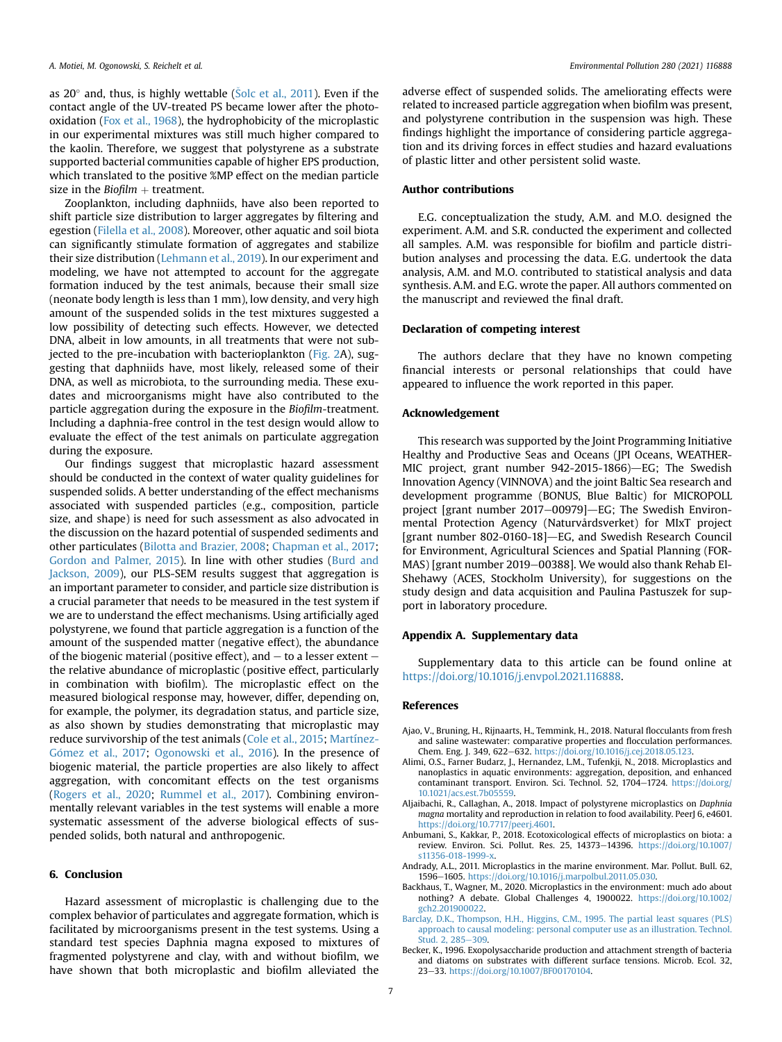as 20° and, thus, is highly wettable (Šolc et al., 2011). Even if the contact angle of the UV-treated PS became lower after the photo-oxidation (Fox et al., 1968), the hydrophobicity of the microplastic in our experimental mixtures was still much higher compared to the kaolin. Therefore, we suggest that polystyrene as a substrate supported bacterial communities capable of higher EPS production, which translated to the positive %MP effect on the median particle size in the *Biofilm* + treatment.

Zooplankton, including daphniids, have also been reported to shift particle size distribution to larger aggregates by filtering and egestion (Filella et al., 2008). Moreover, other aquatic and soil biota can significantly stimulate formation of aggregates and stabilize their size distribution (Lehmann et al., 2019). In our experiment and modeling, we have not attempted to account for the aggregate formation induced by the test animals, because their small size (neonate body length is less than 1 mm), low density, and very high amount of the suspended solids in the test mixtures suggested a low possibility of detecting such effects. However, we detected DNA, albeit in low amounts, in all treatments that were not subjected to the pre-incubation with bacterioplankton (Fig. 2A), suggesting that daphniids have, most likely, released some of their DNA, as well as microbiota, to the surrounding media. These exudates and microorganisms might have also contributed to the particle aggregation during the exposure in the *Biofilm*-treatment. Including a daphnia-free control in the test design would allow to evaluate the effect of the test animals on particulate aggregation during the exposure.

Our findings suggest that microplastic hazard assessment should be conducted in the context of water quality guidelines for suspended solids. A better understanding of the effect mechanisms associated with suspended particles (e.g., composition, particle size, and shape) is need for such assessment as also advocated in the discussion on the hazard potential of suspended sediments and other particulates (Bilotta and Brazier, 2008; Chapman et al., 2017; Gordon and Palmer, 2015). In line with other studies (Burd and Jackson, 2009), our PLS-SEM results suggest that aggregation is an important parameter to consider, and particle size distribution is a crucial parameter that needs to be measured in the test system if we are to understand the effect mechanisms. Using artificially aged polystyrene, we found that particle aggregation is a function of the amount of the suspended matter (negative effect), the abundance of the biogenic material (positive effect), and − to a lesser extent − the relative abundance of microplastic (positive effect, particularly in combination with biofilm). The microplastic effect on the measured biological response may, however, differ, depending on, for example, the polymer, its degradation status, and particle size, as also shown by studies demonstrating that microplastic may reduce survivorship of the test animals (Cole et al., 2015; Martínez-Gómez et al., 2017; Ogonowski et al., 2016). In the presence of biogenic material, the particle properties are also likely to affect aggregation, with concomitant effects on the test organisms (Rogers et al., 2020; Rummel et al., 2017). Combining environmentally relevant variables in the test systems will enable a more systematic assessment of the adverse biological effects of suspended solids, both natural and anthropogenic.

## 6. Conclusion

Hazard assessment of microplastic is challenging due to the complex behavior of particulates and aggregate formation, which is facilitated by microorganisms present in the test systems. Using a standard test species Daphnia magna exposed to mixtures of fragmented polystyrene and clay, with and without biofilm, we have shown that both microplastic and biofilm alleviated the adverse effect of suspended solids. The ameliorating effects were related to increased particle aggregation when biofilm was present, and polystyrene contribution in the suspension was high. These findings highlight the importance of considering particle aggregation and its driving forces in effect studies and hazard evaluations of plastic litter and other persistent solid waste.

## Author contributions

E.G. conceptualization the study, A.M. and M.O. designed the experiment. A.M. and S.R. conducted the experiment and collected all samples. A.M. was responsible for biofilm and particle distribution analyses and processing the data. E.G. undertook the data analysis, A.M. and M.O. contributed to statistical analysis and data synthesis. A.M. and E.G. wrote the paper. All authors commented on the manuscript and reviewed the final draft.

## Declaration of competing interest

The authors declare that they have no known competing financial interests or personal relationships that could have appeared to influence the work reported in this paper.

## Acknowledgement

This research was supported by the Joint Programming Initiative Healthy and Productive Seas and Oceans (JPI Oceans, WEATHER-MIC project, grant number 942-2015-1866)—EG; The Swedish Innovation Agency (VINNOVA) and the joint Baltic Sea research and development programme (BONUS, Blue Baltic) for MICROPOLL project [grant number 2017−00979]—EG; The Swedish Environmental Protection Agency (Naturvårdsverket) for MIxT project [grant number 802-0160-18]—EG, and Swedish Research Council for Environment, Agricultural Sciences and Spatial Planning (FORMAS) [grant number 2019−00388]. We would also thank Rehab El-Shehawy (ACES, Stockholm University), for suggestions on the study design and data acquisition and Paulina Pastuszek for support in laboratory procedure.

## Appendix A. Supplementary data

Supplementary data to this article can be found online at https://doi.org/10.1016/j.envpol.2021.116888.

## References

Ajao, V., Bruning, H., Rijnaarts, H., Temmink, H., 2018. Natural flocculants from fresh and saline wastewater: comparative properties and flocculation performances. Chem. Eng. J. 349, 622−632. https://doi.org/10.1016/j.cej.2018.05.123.

Alimi, O.S., Farner Budarz, J., Hernandez, L.M., Tufenkji, N., 2018. Microplastics and nanoplastics in aquatic environments: aggregation, deposition, and enhanced contaminant transport. Environ. Sci. Technol. 52, 1704−1724. https://doi.org/10.1021/acs.est.7b05559.

Aljaibachi, R., Callaghan, A., 2018. Impact of polystyrene microplastics on *Daphnia magna* mortality and reproduction in relation to food availability. PeerJ 6, e4601. https://doi.org/10.7717/peerj.4601.

Anbumani, S., Kakkar, P., 2018. Ecotoxicological effects of microplastics on biota: a review. Environ. Sci. Pollut. Res. 25, 14373−14396. https://doi.org/10.1007/s11356-018-1999-x.

Andrady, A.L., 2011. Microplastics in the marine environment. Mar. Pollut. Bull. 62, 1596−1605. https://doi.org/10.1016/j.marpolbul.2011.05.030.

Backhaus, T., Wagner, M., 2020. Microplastics in the environment: much ado about nothing? A debate. Global Challenges 4, 1900022. https://doi.org/10.1002/gch2.201900022.

Barclay, D.K., Thompson, H.H., Higgins, C.M., 1995. The partial least squares (PLS) approach to causal modeling: personal computer use as an illustration. Technol. Stud. 2, 285−309.

Becker, K., 1996. Exopolysaccharide production and attachment strength of bacteria and diatoms on substrates with different surface tensions. Microb. Ecol. 32, 23−33. https://doi.org/10.1007/BF00170104.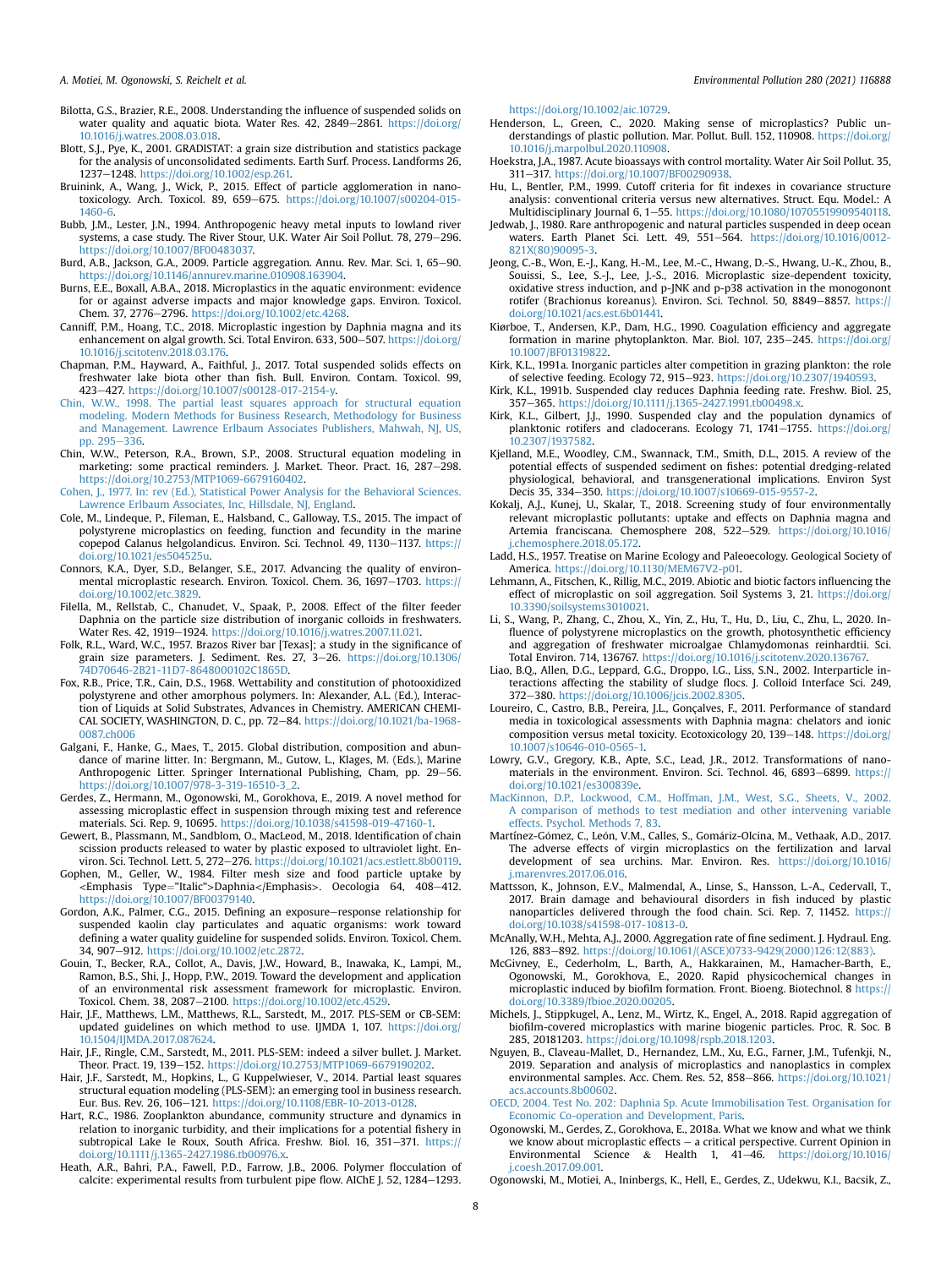Bilotta, G.S., Brazier, R.E., 2008. Understanding the influence of suspended solids on water quality and aquatic biota. Water Res. 42, 2849–2861. https://doi.org/10.1016/j.watres.2008.03.018.

Blott, S.J., Pye, K., 2001. GRADISTAT: a grain size distribution and statistics package for the analysis of unconsolidated sediments. Earth Surf. Process. Landforms 26, 1237–1248. https://doi.org/10.1002/esp.261.

Bruinink, A., Wang, J., Wick, P., 2015. Effect of particle agglomeration in nanotoxicology. Arch. Toxicol. 89, 659–675. https://doi.org/10.1007/s00204-015-1460-6.

Bubb, J.M., Lester, J.N., 1994. Anthropogenic heavy metal inputs to lowland river systems, a case study. The River Stour, U.K. Water Air Soil Pollut. 78, 279–296. https://doi.org/10.1007/BF00483037.

Burd, A.B., Jackson, G.A., 2009. Particle aggregation. Annu. Rev. Mar. Sci. 1, 65–90. https://doi.org/10.1146/annurev.marine.010908.163904.

Burns, E.E., Boxall, A.B.A., 2018. Microplastics in the aquatic environment: evidence for or against adverse impacts and major knowledge gaps. Environ. Toxicol. Chem. 37, 2776–2796. https://doi.org/10.1002/etc.4268.

Canniff, P.M., Hoang, T.C., 2018. Microplastic ingestion by Daphnia magna and its enhancement on algal growth. Sci. Total Environ. 633, 500–507. https://doi.org/10.1016/j.scitotenv.2018.03.176.

Chapman, P.M., Hayward, A., Faithful, J., 2017. Total suspended solids effects on freshwater lake biota other than fish. Bull. Environ. Contam. Toxicol. 99, 423–427. https://doi.org/10.1007/s00128-017-2154-y.

Chin, W.W., 1998. The partial least squares approach for structural equation modeling. Modern Methods for Business Research, Methodology for Business and Management. Lawrence Erlbaum Associates Publishers, Mahwah, NJ, US, pp. 295–336.

Chin, W.W., Peterson, R.A., Brown, S.P., 2008. Structural equation modeling in marketing: some practical reminders. J. Market. Theor. Pract. 16, 287–298. https://doi.org/10.2753/MTP1069-6679160402.

Cohen, J., 1977. In: rev (Ed.), Statistical Power Analysis for the Behavioral Sciences. Lawrence Erlbaum Associates, Inc, Hillsdale, NJ, England.

Cole, M., Lindeque, P., Fileman, E., Halsband, C., Galloway, T.S., 2015. The impact of polystyrene microplastics on feeding, function and fecundity in the marine copepod Calanus helgolandicus. Environ. Sci. Technol. 49, 1130–1137. https://doi.org/10.1021/es504525u.

Connors, K.A., Dyer, S.D., Belanger, S.E., 2017. Advancing the quality of environmental microplastic research. Environ. Toxicol. Chem. 36, 1697–1703. https://doi.org/10.1002/etc.3829.

Filella, M., Rellstab, C., Chanudet, V., Spaak, P., 2008. Effect of the filter feeder Daphnia on the particle size distribution of inorganic colloids in freshwaters. Water Res. 42, 1919–1924. https://doi.org/10.1016/j.watres.2007.11.021.

Folk, R.L., Ward, W.C., 1957. Brazos River bar [Texas]; a study in the significance of grain size parameters. J. Sediment. Res. 27, 3–26. https://doi.org/10.1306/74D70646-2B21-11D7-8648000102C1865D.

Fox, R.B., Price, T.R., Cain, D.S., 1968. Wettability and constitution of photooxidized polystyrene and other amorphous polymers. In: Alexander, A.L. (Ed.), Interaction of Liquids at Solid Substrates, Advances in Chemistry. AMERICAN CHEMICAL SOCIETY, WASHINGTON, D. C., pp. 72–84. https://doi.org/10.1021/ba-1968-0087.ch006

Galgani, F., Hanke, G., Maes, T., 2015. Global distribution, composition and abundance of marine litter. In: Bergmann, M., Gutow, L., Klages, M. (Eds.), Marine Anthropogenic Litter. Springer International Publishing, Cham, pp. 29–56. https://doi.org/10.1007/978-3-319-16510-3_2.

Gerdes, Z., Hermann, M., Ogonowski, M., Gorokhova, E., 2019. A novel method for assessing microplastic effect in suspension through mixing test and reference materials. Sci. Rep. 9, 10695. https://doi.org/10.1038/s41598-019-47160-1.

Gewert, B., Plassmann, M., Sandblom, O., MacLeod, M., 2018. Identification of chain scission products released to water by plastic exposed to ultraviolet light. Environ. Sci. Technol. Lett. 5, 272–276. https://doi.org/10.1021/acs.estlett.8b00119.

Gophen, M., Geller, W., 1984. Filter mesh size and food particle uptake by <Emphasis Type="Italic">Daphnia</Emphasis>. Oecologia 64, 408–412. https://doi.org/10.1007/BF00379140.

Gordon, A.K., Palmer, C.G., 2015. Defining an exposure–response relationship for suspended kaolin clay particulates and aquatic organisms: work toward defining a water quality guideline for suspended solids. Environ. Toxicol. Chem. 34, 907–912. https://doi.org/10.1002/etc.2872.

Gouin, T., Becker, R.A., Collot, A., Davis, J.W., Howard, B., Inawaka, K., Lampi, M., Ramon, B.S., Shi, J., Hopp, P.W., 2019. Toward the development and application of an environmental risk assessment framework for microplastic. Environ. Toxicol. Chem. 38, 2087–2100. https://doi.org/10.1002/etc.4529.

Hair, J.F., Matthews, L.M., Matthews, R.L., Sarstedt, M., 2017. PLS-SEM or CB-SEM: updated guidelines on which method to use. IJMDA 1, 107. https://doi.org/10.1504/IJMDA.2017.087624.

Hair, J.F., Ringle, C.M., Sarstedt, M., 2011. PLS-SEM: indeed a silver bullet. J. Market. Theor. Pract. 19, 139–152. https://doi.org/10.2753/MTP1069-6679190202.

Hair, J.F., Sarstedt, M., Hopkins, L., G Kuppelwieser, V., 2014. Partial least squares structural equation modeling (PLS-SEM): an emerging tool in business research. Eur. Bus. Rev. 26, 106–121. https://doi.org/10.1108/EBR-10-2013-0128.

Hart, R.C., 1986. Zooplankton abundance, community structure and dynamics in relation to inorganic turbidity, and their implications for a potential fishery in subtropical Lake le Roux, South Africa. Freshw. Biol. 16, 351–371. https://doi.org/10.1111/j.1365-2427.1986.tb00976.x.

Heath, A.R., Bahri, P.A., Fawell, P.D., Farrow, J.B., 2006. Polymer flocculation of calcite: experimental results from turbulent pipe flow. AIChE J. 52, 1284–1293. https://doi.org/10.1002/aic.10729.

Henderson, L., Green, C., 2020. Making sense of microplastics? Public understandings of plastic pollution. Mar. Pollut. Bull. 152, 110908. https://doi.org/10.1016/j.marpolbul.2020.110908.

Hoekstra, J.A., 1987. Acute bioassays with control mortality. Water Air Soil Pollut. 35, 311–317. https://doi.org/10.1007/BF00290938.

Hu, L., Bentler, P.M., 1999. Cutoff criteria for fit indexes in covariance structure analysis: conventional criteria versus new alternatives. Struct. Equ. Model.: A Multidisciplinary Journal 6, 1–55. https://doi.org/10.1080/10705519909540118.

Jedwab, J., 1980. Rare anthropogenic and natural particles suspended in deep ocean waters. Earth Planet Sci. Lett. 49, 551–564. https://doi.org/10.1016/0012-821X(80)90095-3.

Jeong, C.-B., Won, E.-J., Kang, H.-M., Lee, M.-C., Hwang, D.-S., Hwang, U.-K., Zhou, B., Souissi, S., Lee, S.-J., Lee, J.-S., 2016. Microplastic size-dependent toxicity, oxidative stress induction, and p-JNK and p-p38 activation in the monogonont rotifer (Brachionus koreanus). Environ. Sci. Technol. 50, 8849–8857. https://doi.org/10.1021/acs.est.6b01441.

Kiørboe, T., Andersen, K.P., Dam, H.G., 1990. Coagulation efficiency and aggregate formation in marine phytoplankton. Mar. Biol. 107, 235–245. https://doi.org/10.1007/BF01319822.

Kirk, K.L., 1991a. Inorganic particles alter competition in grazing plankton: the role of selective feeding. Ecology 72, 915–923. https://doi.org/10.2307/1940593.

Kirk, K.L., 1991b. Suspended clay reduces Daphnia feeding rate. Freshw. Biol. 25, 357–365. https://doi.org/10.1111/j.1365-2427.1991.tb00498.x.

Kirk, K.L., Gilbert, J.J., 1990. Suspended clay and the population dynamics of planktonic rotifers and cladocerans. Ecology 71, 1741–1755. https://doi.org/10.2307/1937582.

Kjelland, M.E., Woodley, C.M., Swannack, T.M., Smith, D.L., 2015. A review of the potential effects of suspended sediment on fishes: potential dredging-related physiological, behavioral, and transgenerational implications. Environ Syst Decis 35, 334–350. https://doi.org/10.1007/s10669-015-9557-2.

Kokalj, A.J., Kunej, U., Skalar, T., 2018. Screening study of four environmentally relevant microplastic pollutants: uptake and effects on Daphnia magna and Artemia franciscana. Chemosphere 208, 522–529. https://doi.org/10.1016/j.chemosphere.2018.05.172.

Ladd, H.S., 1957. Treatise on Marine Ecology and Paleoecology. Geological Society of America. https://doi.org/10.1130/MEM67V2-p01.

Lehmann, A., Fitschen, K., Rillig, M.C., 2019. Abiotic and biotic factors influencing the effect of microplastic on soil aggregation. Soil Systems 3, 21. https://doi.org/10.3390/soilsystems3010021.

Li, S., Wang, P., Zhang, C., Zhou, X., Yin, Z., Hu, T., Hu, D., Liu, C., Zhu, L., 2020. Influence of polystyrene microplastics on the growth, photosynthetic efficiency and aggregation of freshwater microalgae Chlamydomonas reinhardtii. Sci. Total Environ. 714, 136767. https://doi.org/10.1016/j.scitotenv.2020.136767.

Liao, B.Q., Allen, D.G., Leppard, G.G., Droppo, I.G., Liss, S.N., 2002. Interparticle interactions affecting the stability of sludge flocs. J. Colloid Interface Sci. 249, 372–380. https://doi.org/10.1006/jcis.2002.8305.

Loureiro, C., Castro, B.B., Pereira, J.L., Gonçalves, F., 2011. Performance of standard media in toxicological assessments with Daphnia magna: chelators and ionic composition versus metal toxicity. Ecotoxicology 20, 139–148. https://doi.org/10.1007/s10646-010-0565-1.

Lowry, G.V., Gregory, K.B., Apte, S.C., Lead, J.R., 2012. Transformations of nanomaterials in the environment. Environ. Sci. Technol. 46, 6893–6899. https://doi.org/10.1021/es300839e.

MacKinnon, D.P., Lockwood, C.M., Hoffman, J.M., West, S.G., Sheets, V., 2002. A comparison of methods to test mediation and other intervening variable effects. Psychol. Methods 7, 83.

Martínez-Gómez, C., León, V.M., Calles, S., Gomáriz-Olcina, M., Vethaak, A.D., 2017. The adverse effects of virgin microplastics on the fertilization and larval development of sea urchins. Mar. Environ. Res. https://doi.org/10.1016/j.marenvres.2017.06.016.

Mattsson, K., Johnson, E.V., Malmendal, A., Linse, S., Hansson, L.-A., Cedervall, T., 2017. Brain damage and behavioural disorders in fish induced by plastic nanoparticles delivered through the food chain. Sci. Rep. 7, 11452. https://doi.org/10.1038/s41598-017-10813-0.

McAnally, W.H., Mehta, A.J., 2000. Aggregation rate of fine sediment. J. Hydraul. Eng. 126, 883–892. https://doi.org/10.1061/(ASCE)0733-9429(2000)126:12(883).

McGivney, E., Cederholm, L., Barth, A., Hakkarainen, M., Hamacher-Barth, E., Ogonowski, M., Gorokhova, E., 2020. Rapid physicochemical changes in microplastic induced by biofilm formation. Front. Bioeng. Biotechnol. 8 https://doi.org/10.3389/fbioe.2020.00205.

Michels, J., Stippkugel, A., Lenz, M., Wirtz, K., Engel, A., 2018. Rapid aggregation of biofilm-covered microplastics with marine biogenic particles. Proc. R. Soc. B 285, 20181203. https://doi.org/10.1098/rspb.2018.1203.

Nguyen, B., Claveau-Mallet, D., Hernandez, L.M., Xu, E.G., Farner, J.M., Tufenkji, N., 2019. Separation and analysis of microplastics and nanoplastics in complex environmental samples. Acc. Chem. Res. 52, 858–866. https://doi.org/10.1021/acs.accounts.8b00602.

OECD, 2004. Test No. 202: Daphnia Sp. Acute Immobilisation Test. Organisation for Economic Co-operation and Development, Paris.

Ogonowski, M., Gerdes, Z., Gorokhova, E., 2018a. What we know and what we think we know about microplastic effects – a critical perspective. Current Opinion in Environmental Science & Health 1, 41–46. https://doi.org/10.1016/j.coesh.2017.09.001.

Ogonowski, M., Motiei, A., Ininbergs, K., Hell, E., Gerdes, Z., Udekwu, K.I., Bacsik, Z.,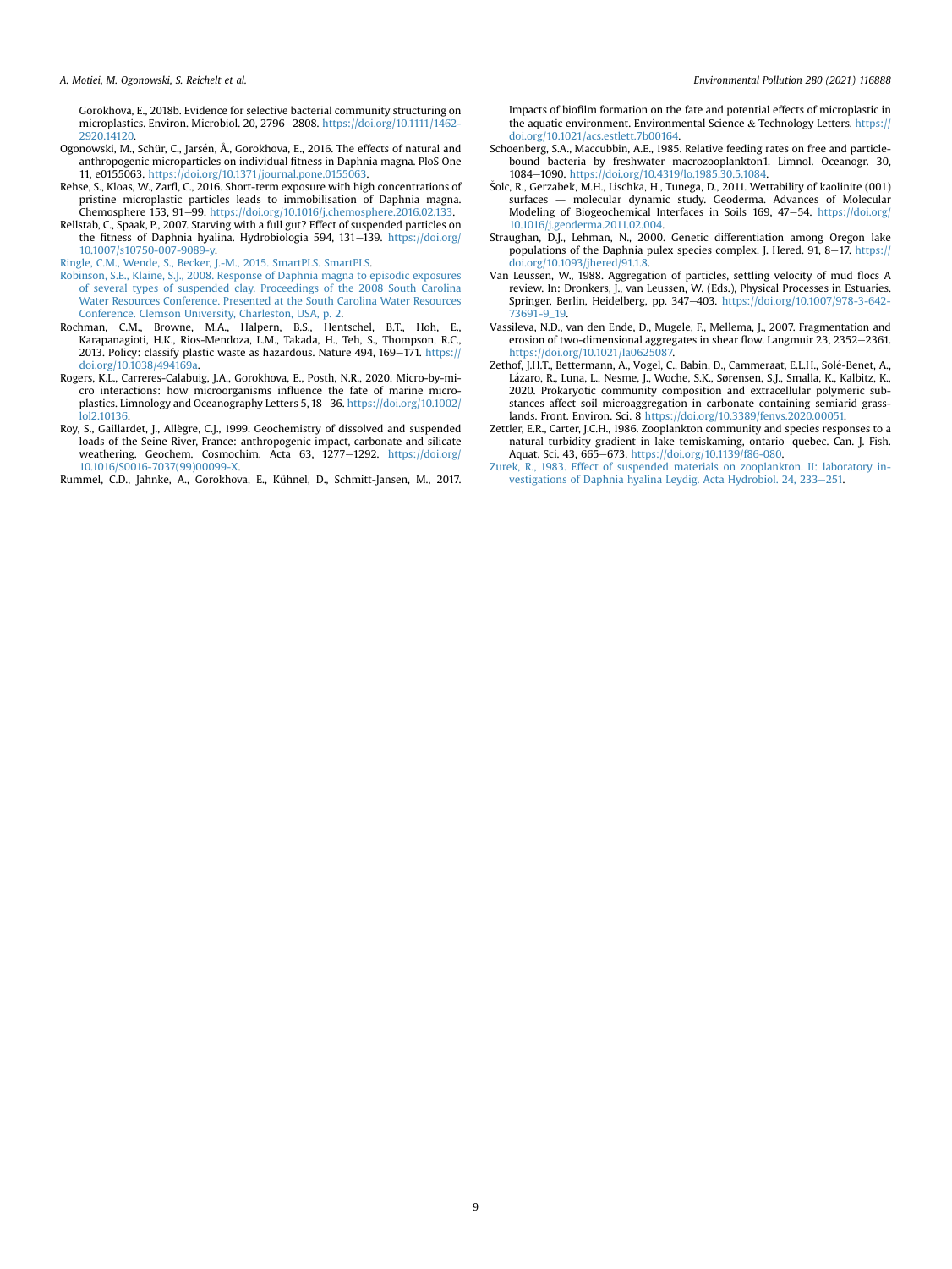Gorokhova, E., 2018b. Evidence for selective bacterial community structuring on microplastics. Environ. Microbiol. 20, 2796–2808. https://doi.org/10.1111/1462-2920.14120.

Ogonowski, M., Schür, C., Jarsén, Å., Gorokhova, E., 2016. The effects of natural and anthropogenic microparticles on individual fitness in Daphnia magna. PloS One 11, e0155063. https://doi.org/10.1371/journal.pone.0155063.

Rehse, S., Kloas, W., Zarfl, C., 2016. Short-term exposure with high concentrations of pristine microplastic particles leads to immobilisation of Daphnia magna. Chemosphere 153, 91–99. https://doi.org/10.1016/j.chemosphere.2016.02.133.

Rellstab, C., Spaak, P., 2007. Starving with a full gut? Effect of suspended particles on the fitness of Daphnia hyalina. Hydrobiologia 594, 131–139. https://doi.org/10.1007/s10750-007-9089-y.

Ringle, C.M., Wende, S., Becker, J.-M., 2015. SmartPLS. SmartPLS.

Robinson, S.E., Klaine, S.J., 2008. Response of Daphnia magna to episodic exposures of several types of suspended clay. Proceedings of the 2008 South Carolina Water Resources Conference. Presented at the South Carolina Water Resources Conference. Clemson University, Charleston, USA, p. 2.

Rochman, C.M., Browne, M.A., Halpern, B.S., Hentschel, B.T., Hoh, E., Karapanagioti, H.K., Rios-Mendoza, L.M., Takada, H., Teh, S., Thompson, R.C., 2013. Policy: classify plastic waste as hazardous. Nature 494, 169–171. https://doi.org/10.1038/494169a.

Rogers, K.L., Carreres-Calabuig, J.A., Gorokhova, E., Posth, N.R., 2020. Micro-by-micro interactions: how microorganisms influence the fate of marine microplastics. Limnology and Oceanography Letters 5, 18–36. https://doi.org/10.1002/lol2.10136.

Roy, S., Gaillardet, J., Allègre, C.J., 1999. Geochemistry of dissolved and suspended loads of the Seine River, France: anthropogenic impact, carbonate and silicate weathering. Geochem. Cosmochim. Acta 63, 1277–1292. https://doi.org/10.1016/S0016-7037(99)00099-X.

Rummel, C.D., Jahnke, A., Gorokhova, E., Kühnel, D., Schmitt-Jansen, M., 2017. Impacts of biofilm formation on the fate and potential effects of microplastic in the aquatic environment. Environmental Science & Technology Letters. https://doi.org/10.1021/acs.estlett.7b00164.

Schoenberg, S.A., Maccubbin, A.E., 1985. Relative feeding rates on free and particle-bound bacteria by freshwater macrozooplankton1. Limnol. Oceanogr. 30, 1084–1090. https://doi.org/10.4319/lo.1985.30.5.1084.

Šolc, R., Gerzabek, M.H., Lischka, H., Tunega, D., 2011. Wettability of kaolinite (001) surfaces — molecular dynamic study. Geoderma. Advances of Molecular Modeling of Biogeochemical Interfaces in Soils 169, 47–54. https://doi.org/10.1016/j.geoderma.2011.02.004.

Straughan, D.J., Lehman, N., 2000. Genetic differentiation among Oregon lake populations of the Daphnia pulex species complex. J. Hered. 91, 8–17. https://doi.org/10.1093/jhered/91.1.8.

Van Leussen, W., 1988. Aggregation of particles, settling velocity of mud flocs A review. In: Dronkers, J., van Leussen, W. (Eds.), Physical Processes in Estuaries. Springer, Berlin, Heidelberg, pp. 347–403. https://doi.org/10.1007/978-3-642-73691-9_19.

Vassileva, N.D., van den Ende, D., Mugele, F., Mellema, J., 2007. Fragmentation and erosion of two-dimensional aggregates in shear flow. Langmuir 23, 2352–2361. https://doi.org/10.1021/la0625087.

Zethof, J.H.T., Bettermann, A., Vogel, C., Babin, D., Cammeraat, E.L.H., Solé-Benet, A., Lázaro, R., Luna, L., Nesme, J., Woche, S.K., Sørensen, S.J., Smalla, K., Kalbitz, K., 2020. Prokaryotic community composition and extracellular polymeric substances affect soil microaggregation in carbonate containing semiarid grasslands. Front. Environ. Sci. 8 https://doi.org/10.3389/fenvs.2020.00051.

Zettler, E.R., Carter, J.C.H., 1986. Zooplankton community and species responses to a natural turbidity gradient in lake temiskaming, ontario–quebec. Can. J. Fish. Aquat. Sci. 43, 665–673. https://doi.org/10.1139/f86-080.

Zurek, R., 1983. Effect of suspended materials on zooplankton. II: laboratory investigations of Daphnia hyalina Leydig. Acta Hydrobiol. 24, 233–251.